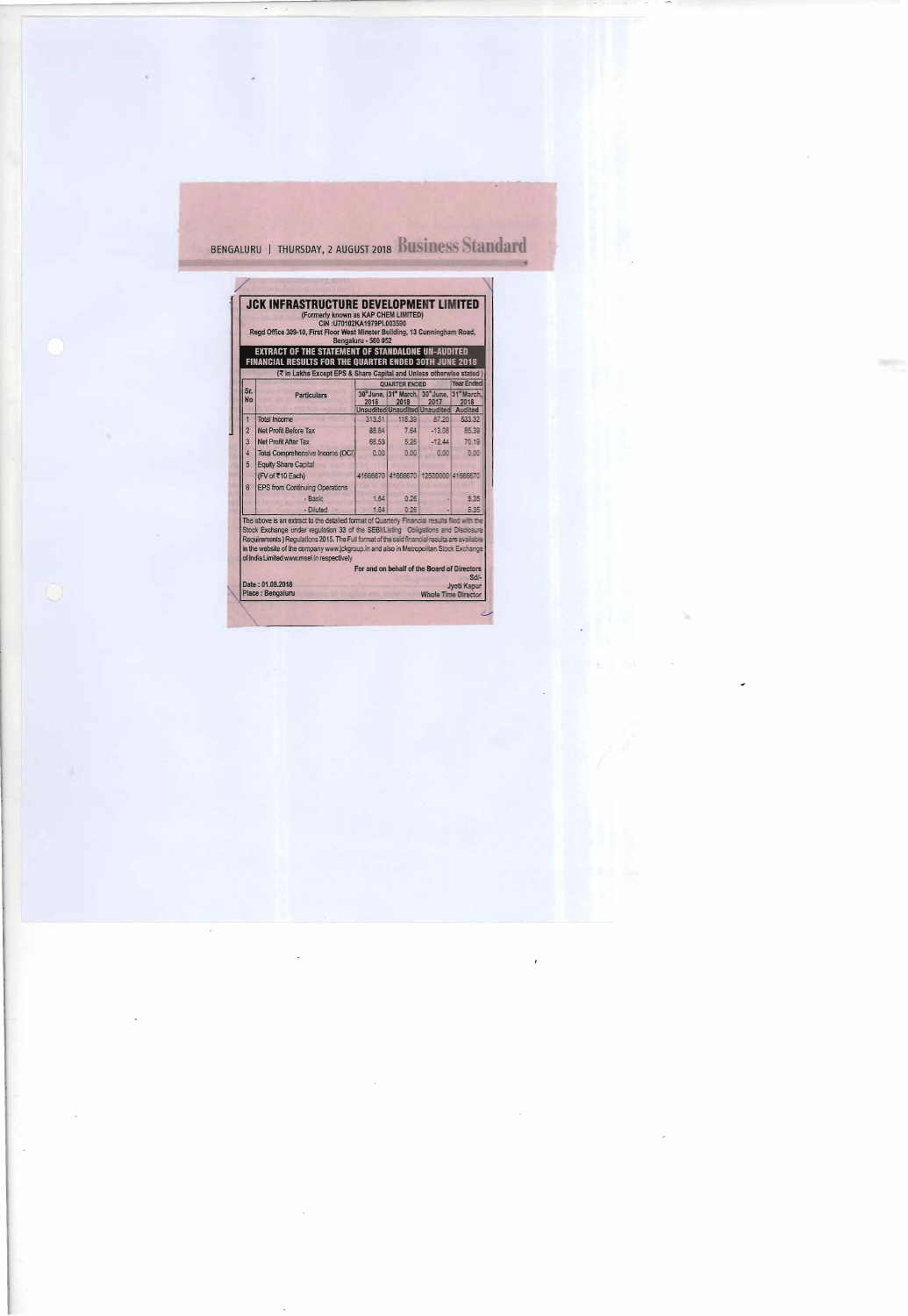BENGALURU | THURSDAY, 2 AUGUST 2018 **Business Standard**

# JCK INFRASTRUCTURE DEVELOPMENT LIMITED

(Formerly known as KAP CHEM LIMITED)

CIN :U70102KA1979PLC003590

Regd Office 309-10, First Floor West Minster Building, 13 Cunningham Road, Bengaluru - 560 052

## EXTRACT OF THE STATEMENT OF STANDALONE UN-AUDITED FINANCIAL RESULTS FOR THE QUARTER ENDED 30TH JUNE 2018

(₹ in Lakhs Except EPS & Share Capital and Unless otherwise stated)

| Sr. No | Particulars | QUARTER ENDED | | | Year Ended |
|---|---|---|---|---|---|
| | | 30th June, 2018 | 31st March, 2018 | 30th June, 2017 | 31st March, 2018 |
| | | Unaudited | Unaudited | Unaudited | Audited |
| 1 | Total Income | 313.51 | 115.39 | 87.20 | 533.32 |
| 2 | Net Profit Before Tax | 88.84 | 7.64 | -13.08 | 85.39 |
| 3 | Net Profit After Tax | 68.53 | 5.26 | -12.44 | 70.19 |
| 4 | Total Comprehensive Income (OCI) | 0.00 | 0.00 | 0.00 | 0.00 |
| 5 | Equity Share Capital (FV of ₹10 Each) | 41666670 | 41666670 | 12500000 | 41666670 |
| 6 | EPS from Continuing Operations | | | | |
| | - Basic | 1.64 | 0.26 | - | 5.35 |
| | - Diluted | 1.64 | 0.26 | - | 5.35 |

The above is an extract to the detailed format of Quarterly Financial results filed with the Stock Exchange under regulation 33 of the SEBI(Listing Obligations and Disclosure Requirements) Regulations 2015. The Full format of the said financial results are available in the website of the company www.jckgroup.in and also in Metropolitan Stock Exchange of India Limited www.msei.in respectively

For and on behalf of the Board of Directors

Sd/-

Jyoti Kapur

Whole Time Director

Date : 01.08.2018

Place : Bengaluru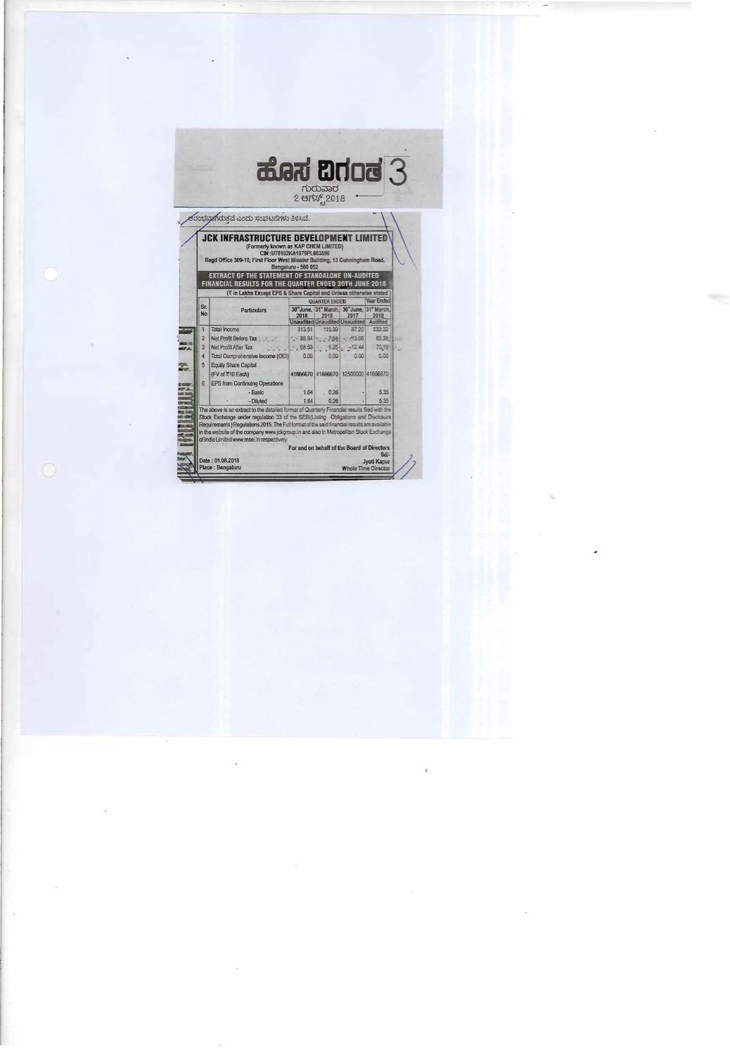ಹೊಸ ದಿಗಂತ

ಗುರುವಾರ 2 ಆಗಸ್ಟ್ 2018

# JCK INFRASTRUCTURE DEVELOPMENT LIMITED

(Formerly known as KAP CHEM LIMITED)

CIN :U70102KA1979PLC63590

Regd Office 309-10, First Floor West Minster Building, 13 Cunningham Road, Bengaluru - 560 052

## EXTRACT OF THE STATEMENT OF STANDALONE UN-AUDITED FINANCIAL RESULTS FOR THE QUARTER ENDED 30TH JUNE 2018

(₹ in Lakhs Except EPS & Share Capital and Unless otherwise stated)

| Sr. No | Particulars | QUARTER ENDED | | | Year Ended |
|---|---|---|---|---|---|
| | | 30th June, 2018 | 31st March, 2018 | 30th June, 2017 | 31st March, 2018 |
| | | Unaudited | Unaudited | Unaudited | Audited |
| 1 | Total Income | 313.51 | 115.39 | 87.20 | 533.32 |
| 2 | Net Profit Before Tax | 88.64 | 7.64 | -13.06 | 85.39 |
| 3 | Net Profit After Tax | 68.53 | 5.26 | -12.44 | 70.19 |
| 4 | Total Comprehensive Income (OCI) | 0.00 | 0.00 | 0.00 | 0.00 |
| 5 | Equity Share Capital (FV of ₹10 Each) | 41666670 | 41666670 | 12500000 | 41666670 |
| 6 | EPS from Continuing Operations | | | | |
| | - Basic | 1.64 | 0.26 | - | 5.35 |
| | - Diluted | 1.64 | 0.26 | - | 5.35 |

The above is an extract to the detailed format of Quarterly Financial results filed with the Stock Exchange under regulation 33 of the SEBI(Listing Obligations and Disclosure Requirements) Regulations 2015. The Full format of the said financial results are available in the website of the company www.jckgroup.in and also in Metropolitan Stock Exchange of India Limited www.msei.in respectively.

For and on behalf of the Board of Directors

Sd/-

Jyoti Kapur

Whole Time Director

Date : 01.08.2018

Place : Bengaluru